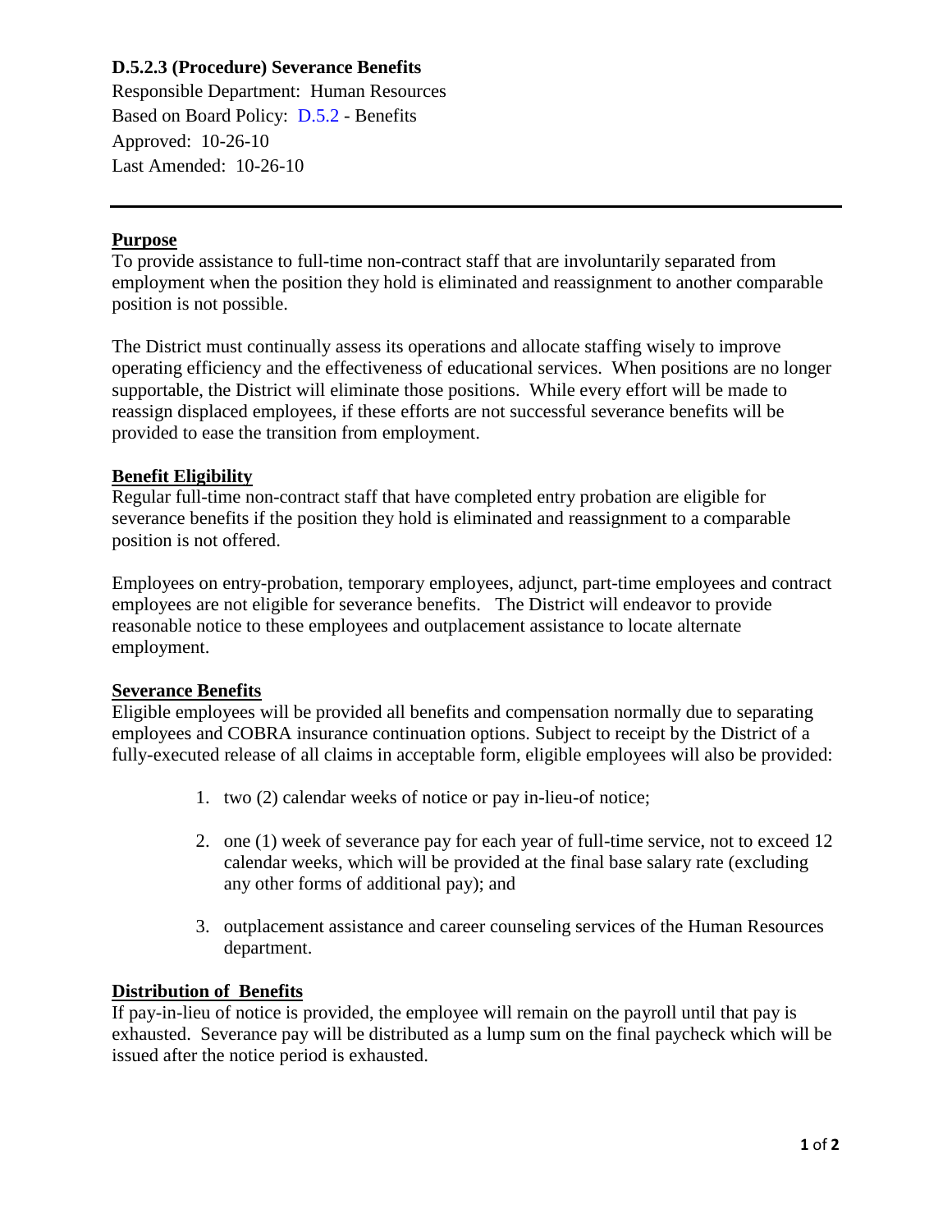# D.5.2.3 (Procedure) Severance Benefits

Responsible Department: Human Resources
Based on Board Policy: D.5.2 - Benefits
Approved: 10-26-10
Last Amended: 10-26-10

---

## Purpose

To provide assistance to full-time non-contract staff that are involuntarily separated from employment when the position they hold is eliminated and reassignment to another comparable position is not possible.

The District must continually assess its operations and allocate staffing wisely to improve operating efficiency and the effectiveness of educational services. When positions are no longer supportable, the District will eliminate those positions. While every effort will be made to reassign displaced employees, if these efforts are not successful severance benefits will be provided to ease the transition from employment.

## Benefit Eligibility

Regular full-time non-contract staff that have completed entry probation are eligible for severance benefits if the position they hold is eliminated and reassignment to a comparable position is not offered.

Employees on entry-probation, temporary employees, adjunct, part-time employees and contract employees are not eligible for severance benefits. The District will endeavor to provide reasonable notice to these employees and outplacement assistance to locate alternate employment.

## Severance Benefits

Eligible employees will be provided all benefits and compensation normally due to separating employees and COBRA insurance continuation options. Subject to receipt by the District of a fully-executed release of all claims in acceptable form, eligible employees will also be provided:

1. two (2) calendar weeks of notice or pay in-lieu-of notice;
2. one (1) week of severance pay for each year of full-time service, not to exceed 12 calendar weeks, which will be provided at the final base salary rate (excluding any other forms of additional pay); and
3. outplacement assistance and career counseling services of the Human Resources department.

## Distribution of Benefits

If pay-in-lieu of notice is provided, the employee will remain on the payroll until that pay is exhausted. Severance pay will be distributed as a lump sum on the final paycheck which will be issued after the notice period is exhausted.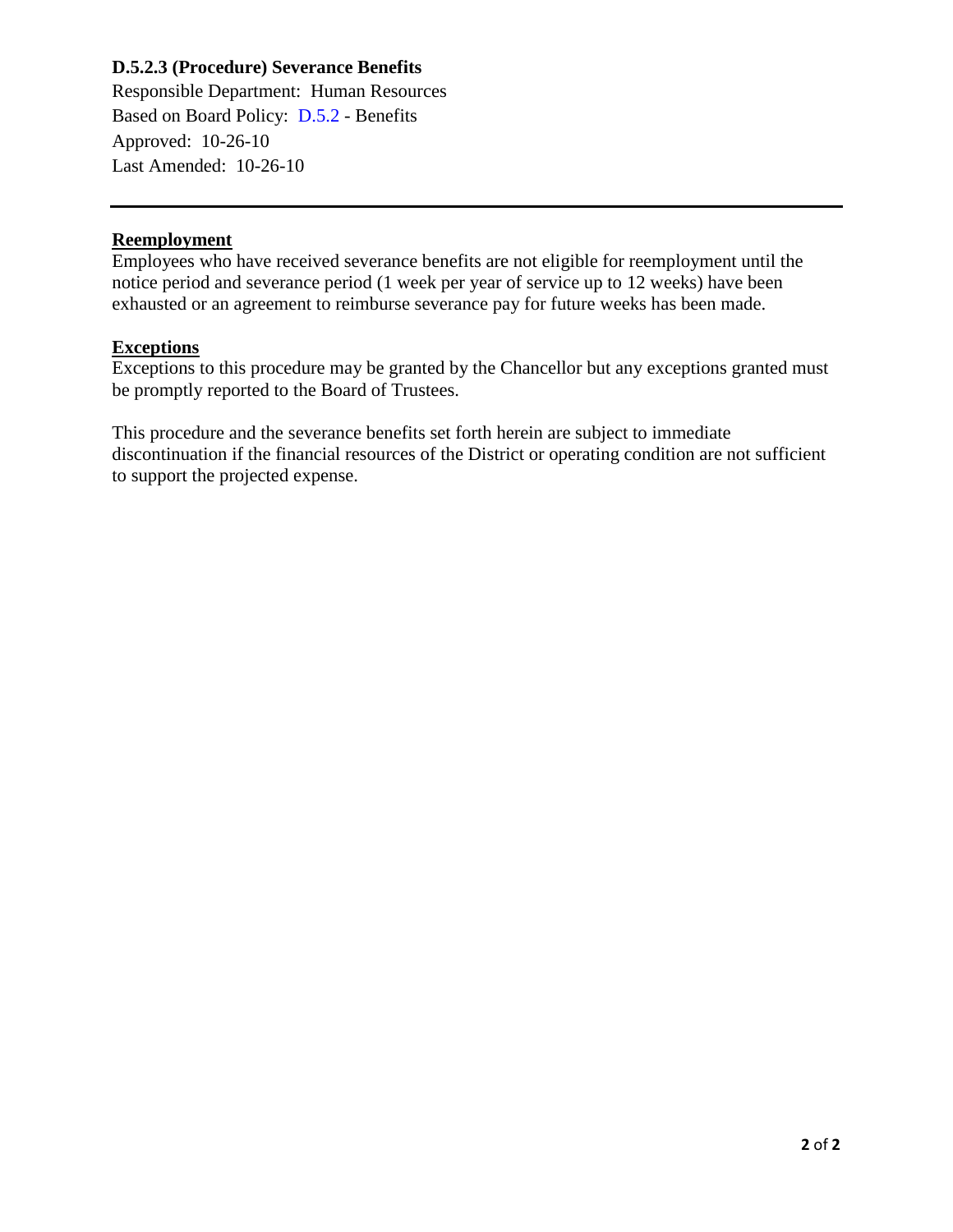**D.5.2.3 (Procedure) Severance Benefits**

Responsible Department: Human Resources
Based on Board Policy: D.5.2 - Benefits
Approved: 10-26-10
Last Amended: 10-26-10

---

**Reemployment**

Employees who have received severance benefits are not eligible for reemployment until the notice period and severance period (1 week per year of service up to 12 weeks) have been exhausted or an agreement to reimburse severance pay for future weeks has been made.

**Exceptions**

Exceptions to this procedure may be granted by the Chancellor but any exceptions granted must be promptly reported to the Board of Trustees.

This procedure and the severance benefits set forth herein are subject to immediate discontinuation if the financial resources of the District or operating condition are not sufficient to support the projected expense.